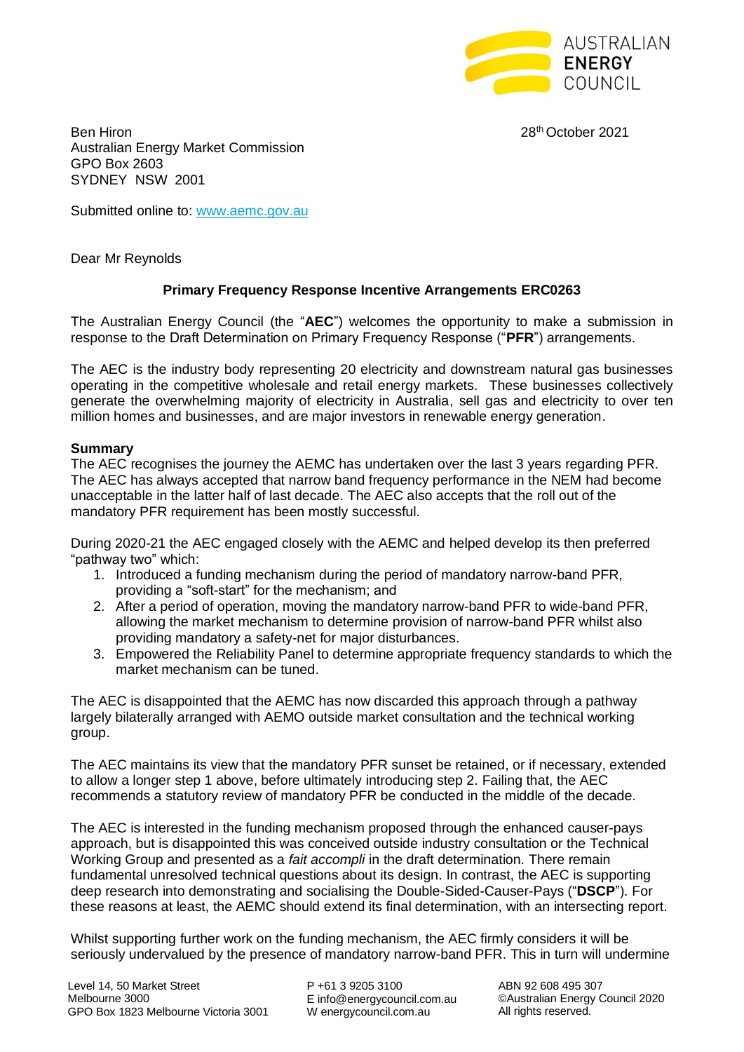AUSTRALIAN ENERGY COUNCIL

Ben Hiron
Australian Energy Market Commission
GPO Box 2603
SYDNEY NSW 2001

28th October 2021

Submitted online to: www.aemc.gov.au

Dear Mr Reynolds

**Primary Frequency Response Incentive Arrangements ERC0263**

The Australian Energy Council (the "**AEC**") welcomes the opportunity to make a submission in response to the Draft Determination on Primary Frequency Response ("**PFR**") arrangements.

The AEC is the industry body representing 20 electricity and downstream natural gas businesses operating in the competitive wholesale and retail energy markets. These businesses collectively generate the overwhelming majority of electricity in Australia, sell gas and electricity to over ten million homes and businesses, and are major investors in renewable energy generation.

**Summary**

The AEC recognises the journey the AEMC has undertaken over the last 3 years regarding PFR. The AEC has always accepted that narrow band frequency performance in the NEM had become unacceptable in the latter half of last decade. The AEC also accepts that the roll out of the mandatory PFR requirement has been mostly successful.

During 2020-21 the AEC engaged closely with the AEMC and helped develop its then preferred "pathway two" which:

1. Introduced a funding mechanism during the period of mandatory narrow-band PFR, providing a "soft-start" for the mechanism; and
2. After a period of operation, moving the mandatory narrow-band PFR to wide-band PFR, allowing the market mechanism to determine provision of narrow-band PFR whilst also providing mandatory a safety-net for major disturbances.
3. Empowered the Reliability Panel to determine appropriate frequency standards to which the market mechanism can be tuned.

The AEC is disappointed that the AEMC has now discarded this approach through a pathway largely bilaterally arranged with AEMO outside market consultation and the technical working group.

The AEC maintains its view that the mandatory PFR sunset be retained, or if necessary, extended to allow a longer step 1 above, before ultimately introducing step 2. Failing that, the AEC recommends a statutory review of mandatory PFR be conducted in the middle of the decade.

The AEC is interested in the funding mechanism proposed through the enhanced causer-pays approach, but is disappointed this was conceived outside industry consultation or the Technical Working Group and presented as a *fait accompli* in the draft determination. There remain fundamental unresolved technical questions about its design. In contrast, the AEC is supporting deep research into demonstrating and socialising the Double-Sided-Causer-Pays ("**DSCP**"). For these reasons at least, the AEMC should extend its final determination, with an intersecting report.

Whilst supporting further work on the funding mechanism, the AEC firmly considers it will be seriously undervalued by the presence of mandatory narrow-band PFR. This in turn will undermine

Level 14, 50 Market Street
Melbourne 3000
GPO Box 1823 Melbourne Victoria 3001

P +61 3 9205 3100
E info@energycouncil.com.au
W energycouncil.com.au

ABN 92 608 495 307
©Australian Energy Council 2020
All rights reserved.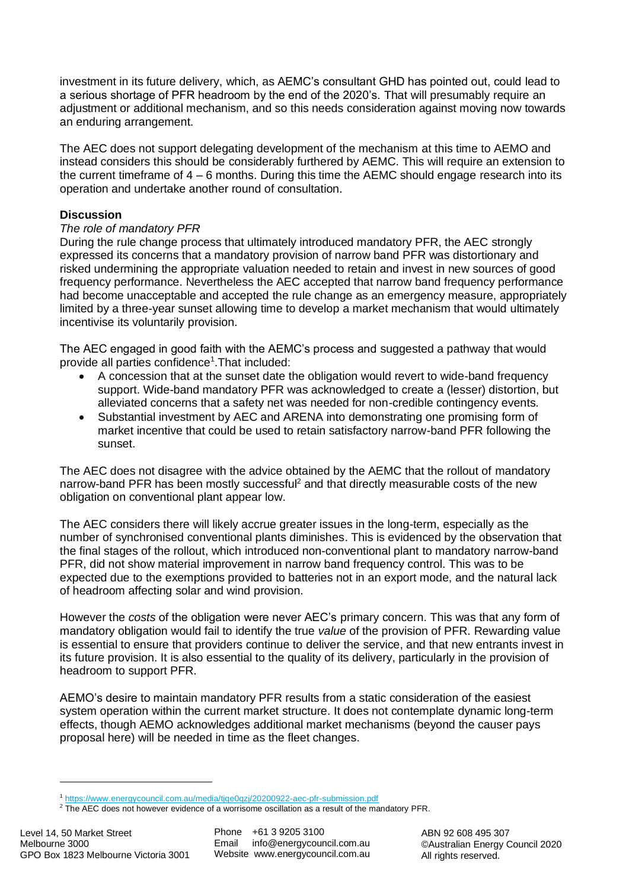investment in its future delivery, which, as AEMC's consultant GHD has pointed out, could lead to a serious shortage of PFR headroom by the end of the 2020's. That will presumably require an adjustment or additional mechanism, and so this needs consideration against moving now towards an enduring arrangement.

The AEC does not support delegating development of the mechanism at this time to AEMO and instead considers this should be considerably furthered by AEMC. This will require an extension to the current timeframe of 4 – 6 months. During this time the AEMC should engage research into its operation and undertake another round of consultation.

**Discussion**

*The role of mandatory PFR*

During the rule change process that ultimately introduced mandatory PFR, the AEC strongly expressed its concerns that a mandatory provision of narrow band PFR was distortionary and risked undermining the appropriate valuation needed to retain and invest in new sources of good frequency performance. Nevertheless the AEC accepted that narrow band frequency performance had become unacceptable and accepted the rule change as an emergency measure, appropriately limited by a three-year sunset allowing time to develop a market mechanism that would ultimately incentivise its voluntarily provision.

The AEC engaged in good faith with the AEMC's process and suggested a pathway that would provide all parties confidence[1].That included:

- A concession that at the sunset date the obligation would revert to wide-band frequency support. Wide-band mandatory PFR was acknowledged to create a (lesser) distortion, but alleviated concerns that a safety net was needed for non-credible contingency events.
- Substantial investment by AEC and ARENA into demonstrating one promising form of market incentive that could be used to retain satisfactory narrow-band PFR following the sunset.

The AEC does not disagree with the advice obtained by the AEMC that the rollout of mandatory narrow-band PFR has been mostly successful[2] and that directly measurable costs of the new obligation on conventional plant appear low.

The AEC considers there will likely accrue greater issues in the long-term, especially as the number of synchronised conventional plants diminishes. This is evidenced by the observation that the final stages of the rollout, which introduced non-conventional plant to mandatory narrow-band PFR, did not show material improvement in narrow band frequency control. This was to be expected due to the exemptions provided to batteries not in an export mode, and the natural lack of headroom affecting solar and wind provision.

However the *costs* of the obligation were never AEC's primary concern. This was that any form of mandatory obligation would fail to identify the true *value* of the provision of PFR. Rewarding value is essential to ensure that providers continue to deliver the service, and that new entrants invest in its future provision. It is also essential to the quality of its delivery, particularly in the provision of headroom to support PFR.

AEMO's desire to maintain mandatory PFR results from a static consideration of the easiest system operation within the current market structure. It does not contemplate dynamic long-term effects, though AEMO acknowledges additional market mechanisms (beyond the causer pays proposal here) will be needed in time as the fleet changes.

---

[1] https://www.energycouncil.com.au/media/tjqe0qzj/20200922-aec-pfr-submission.pdf

[2] The AEC does not however evidence of a worrisome oscillation as a result of the mandatory PFR.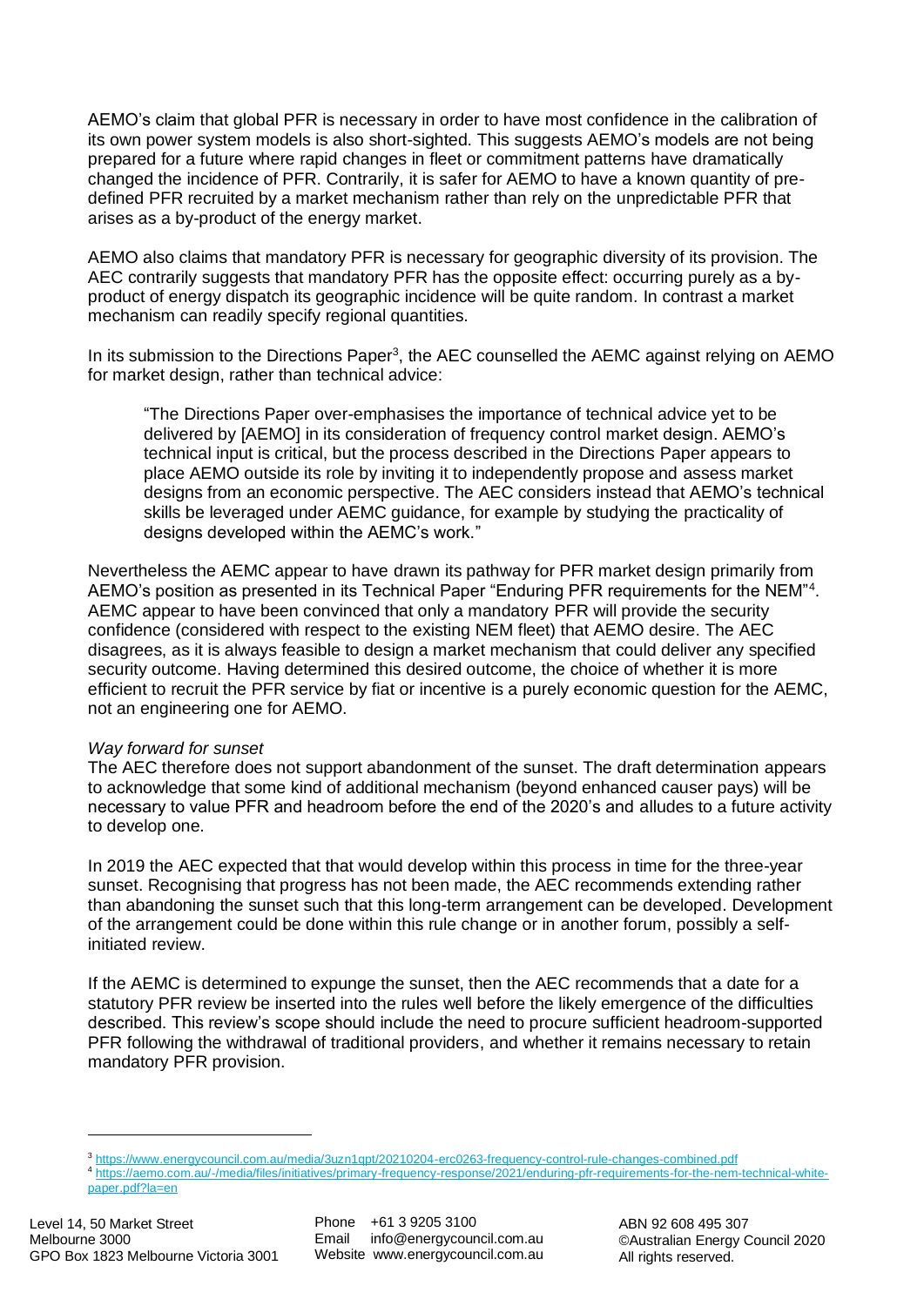AEMO's claim that global PFR is necessary in order to have most confidence in the calibration of its own power system models is also short-sighted. This suggests AEMO's models are not being prepared for a future where rapid changes in fleet or commitment patterns have dramatically changed the incidence of PFR. Contrarily, it is safer for AEMO to have a known quantity of pre-defined PFR recruited by a market mechanism rather than rely on the unpredictable PFR that arises as a by-product of the energy market.

AEMO also claims that mandatory PFR is necessary for geographic diversity of its provision. The AEC contrarily suggests that mandatory PFR has the opposite effect: occurring purely as a by-product of energy dispatch its geographic incidence will be quite random. In contrast a market mechanism can readily specify regional quantities.

In its submission to the Directions Paper[3], the AEC counselled the AEMC against relying on AEMO for market design, rather than technical advice:

> "The Directions Paper over-emphasises the importance of technical advice yet to be delivered by [AEMO] in its consideration of frequency control market design. AEMO's technical input is critical, but the process described in the Directions Paper appears to place AEMO outside its role by inviting it to independently propose and assess market designs from an economic perspective. The AEC considers instead that AEMO's technical skills be leveraged under AEMC guidance, for example by studying the practicality of designs developed within the AEMC's work."

Nevertheless the AEMC appear to have drawn its pathway for PFR market design primarily from AEMO's position as presented in its Technical Paper "Enduring PFR requirements for the NEM"[4]. AEMC appear to have been convinced that only a mandatory PFR will provide the security confidence (considered with respect to the existing NEM fleet) that AEMO desire. The AEC disagrees, as it is always feasible to design a market mechanism that could deliver any specified security outcome. Having determined this desired outcome, the choice of whether it is more efficient to recruit the PFR service by fiat or incentive is a purely economic question for the AEMC, not an engineering one for AEMO.

*Way forward for sunset*

The AEC therefore does not support abandonment of the sunset. The draft determination appears to acknowledge that some kind of additional mechanism (beyond enhanced causer pays) will be necessary to value PFR and headroom before the end of the 2020's and alludes to a future activity to develop one.

In 2019 the AEC expected that that would develop within this process in time for the three-year sunset. Recognising that progress has not been made, the AEC recommends extending rather than abandoning the sunset such that this long-term arrangement can be developed. Development of the arrangement could be done within this rule change or in another forum, possibly a self-initiated review.

If the AEMC is determined to expunge the sunset, then the AEC recommends that a date for a statutory PFR review be inserted into the rules well before the likely emergence of the difficulties described. This review's scope should include the need to procure sufficient headroom-supported PFR following the withdrawal of traditional providers, and whether it remains necessary to retain mandatory PFR provision.

---

[3] https://www.energycouncil.com.au/media/3uzn1qpt/20210204-erc0263-frequency-control-rule-changes-combined.pdf

[4] https://aemo.com.au/-/media/files/initiatives/primary-frequency-response/2021/enduring-pfr-requirements-for-the-nem-technical-white-paper.pdf?la=en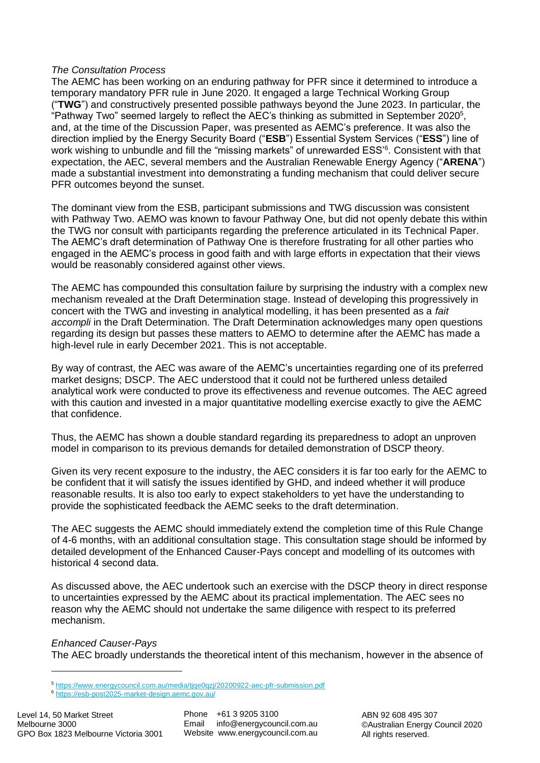*The Consultation Process*

The AEMC has been working on an enduring pathway for PFR since it determined to introduce a temporary mandatory PFR rule in June 2020. It engaged a large Technical Working Group ("**TWG**") and constructively presented possible pathways beyond the June 2023. In particular, the "Pathway Two" seemed largely to reflect the AEC's thinking as submitted in September 2020[5], and, at the time of the Discussion Paper, was presented as AEMC's preference. It was also the direction implied by the Energy Security Board ("**ESB**") Essential System Services ("**ESS**") line of work wishing to unbundle and fill the "missing markets" of unrewarded ESS'[6]. Consistent with that expectation, the AEC, several members and the Australian Renewable Energy Agency ("**ARENA**") made a substantial investment into demonstrating a funding mechanism that could deliver secure PFR outcomes beyond the sunset.

The dominant view from the ESB, participant submissions and TWG discussion was consistent with Pathway Two. AEMO was known to favour Pathway One, but did not openly debate this within the TWG nor consult with participants regarding the preference articulated in its Technical Paper. The AEMC's draft determination of Pathway One is therefore frustrating for all other parties who engaged in the AEMC's process in good faith and with large efforts in expectation that their views would be reasonably considered against other views.

The AEMC has compounded this consultation failure by surprising the industry with a complex new mechanism revealed at the Draft Determination stage. Instead of developing this progressively in concert with the TWG and investing in analytical modelling, it has been presented as a *fait accompli* in the Draft Determination. The Draft Determination acknowledges many open questions regarding its design but passes these matters to AEMO to determine after the AEMC has made a high-level rule in early December 2021. This is not acceptable.

By way of contrast, the AEC was aware of the AEMC's uncertainties regarding one of its preferred market designs; DSCP. The AEC understood that it could not be furthered unless detailed analytical work were conducted to prove its effectiveness and revenue outcomes. The AEC agreed with this caution and invested in a major quantitative modelling exercise exactly to give the AEMC that confidence.

Thus, the AEMC has shown a double standard regarding its preparedness to adopt an unproven model in comparison to its previous demands for detailed demonstration of DSCP theory.

Given its very recent exposure to the industry, the AEC considers it is far too early for the AEMC to be confident that it will satisfy the issues identified by GHD, and indeed whether it will produce reasonable results. It is also too early to expect stakeholders to yet have the understanding to provide the sophisticated feedback the AEMC seeks to the draft determination.

The AEC suggests the AEMC should immediately extend the completion time of this Rule Change of 4-6 months, with an additional consultation stage. This consultation stage should be informed by detailed development of the Enhanced Causer-Pays concept and modelling of its outcomes with historical 4 second data.

As discussed above, the AEC undertook such an exercise with the DSCP theory in direct response to uncertainties expressed by the AEMC about its practical implementation. The AEC sees no reason why the AEMC should not undertake the same diligence with respect to its preferred mechanism.

*Enhanced Causer-Pays*

The AEC broadly understands the theoretical intent of this mechanism, however in the absence of

[5] https://www.energycouncil.com.au/media/tjqe0qzj/20200922-aec-pfr-submission.pdf

[6] https://esb-post2025-market-design.aemc.gov.au/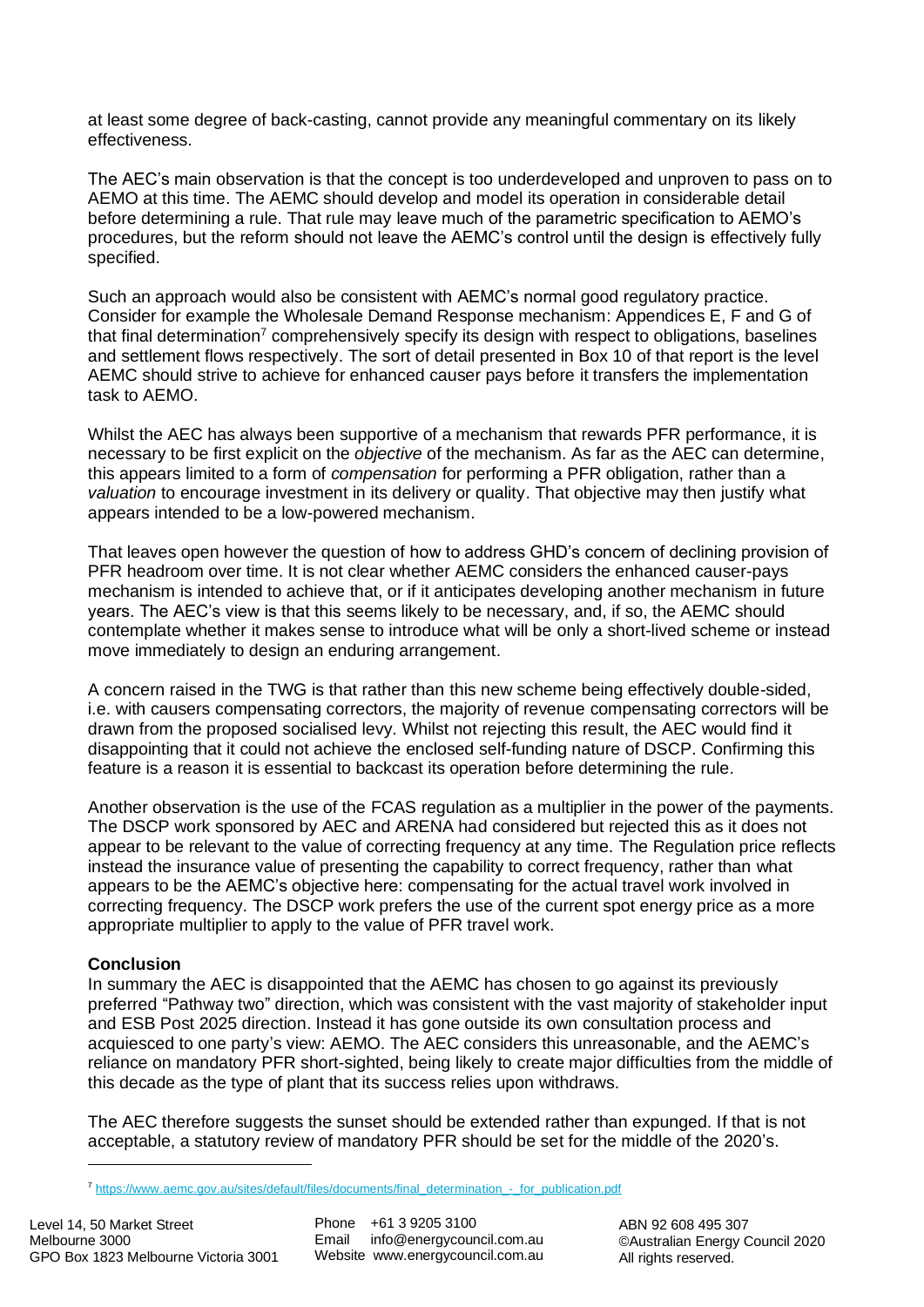at least some degree of back-casting, cannot provide any meaningful commentary on its likely effectiveness.

The AEC's main observation is that the concept is too underdeveloped and unproven to pass on to AEMO at this time. The AEMC should develop and model its operation in considerable detail before determining a rule. That rule may leave much of the parametric specification to AEMO's procedures, but the reform should not leave the AEMC's control until the design is effectively fully specified.

Such an approach would also be consistent with AEMC's normal good regulatory practice. Consider for example the Wholesale Demand Response mechanism: Appendices E, F and G of that final determination[7] comprehensively specify its design with respect to obligations, baselines and settlement flows respectively. The sort of detail presented in Box 10 of that report is the level AEMC should strive to achieve for enhanced causer pays before it transfers the implementation task to AEMO.

Whilst the AEC has always been supportive of a mechanism that rewards PFR performance, it is necessary to be first explicit on the *objective* of the mechanism. As far as the AEC can determine, this appears limited to a form of *compensation* for performing a PFR obligation, rather than a *valuation* to encourage investment in its delivery or quality. That objective may then justify what appears intended to be a low-powered mechanism.

That leaves open however the question of how to address GHD's concern of declining provision of PFR headroom over time. It is not clear whether AEMC considers the enhanced causer-pays mechanism is intended to achieve that, or if it anticipates developing another mechanism in future years. The AEC's view is that this seems likely to be necessary, and, if so, the AEMC should contemplate whether it makes sense to introduce what will be only a short-lived scheme or instead move immediately to design an enduring arrangement.

A concern raised in the TWG is that rather than this new scheme being effectively double-sided, i.e. with causers compensating correctors, the majority of revenue compensating correctors will be drawn from the proposed socialised levy. Whilst not rejecting this result, the AEC would find it disappointing that it could not achieve the enclosed self-funding nature of DSCP. Confirming this feature is a reason it is essential to backcast its operation before determining the rule.

Another observation is the use of the FCAS regulation as a multiplier in the power of the payments. The DSCP work sponsored by AEC and ARENA had considered but rejected this as it does not appear to be relevant to the value of correcting frequency at any time. The Regulation price reflects instead the insurance value of presenting the capability to correct frequency, rather than what appears to be the AEMC's objective here: compensating for the actual travel work involved in correcting frequency. The DSCP work prefers the use of the current spot energy price as a more appropriate multiplier to apply to the value of PFR travel work.

**Conclusion**

In summary the AEC is disappointed that the AEMC has chosen to go against its previously preferred "Pathway two" direction, which was consistent with the vast majority of stakeholder input and ESB Post 2025 direction. Instead it has gone outside its own consultation process and acquiesced to one party's view: AEMO. The AEC considers this unreasonable, and the AEMC's reliance on mandatory PFR short-sighted, being likely to create major difficulties from the middle of this decade as the type of plant that its success relies upon withdraws.

The AEC therefore suggests the sunset should be extended rather than expunged. If that is not acceptable, a statutory review of mandatory PFR should be set for the middle of the 2020's.

---

[7] https://www.aemc.gov.au/sites/default/files/documents/final_determination_-_for_publication.pdf

Level 14, 50 Market Street
Melbourne 3000
GPO Box 1823 Melbourne Victoria 3001

Phone +61 3 9205 3100
Email info@energycouncil.com.au
Website www.energycouncil.com.au

ABN 92 608 495 307
©Australian Energy Council 2020
All rights reserved.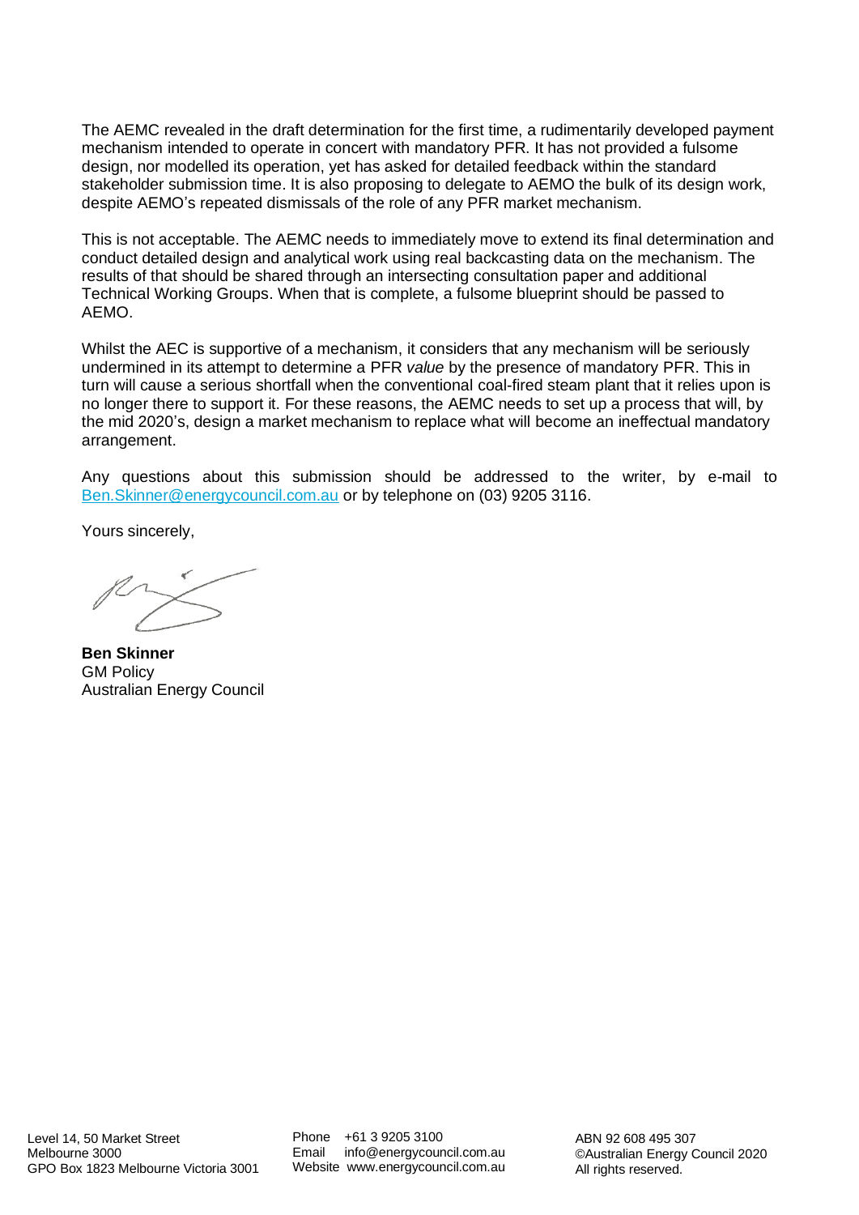The AEMC revealed in the draft determination for the first time, a rudimentarily developed payment mechanism intended to operate in concert with mandatory PFR. It has not provided a fulsome design, nor modelled its operation, yet has asked for detailed feedback within the standard stakeholder submission time. It is also proposing to delegate to AEMO the bulk of its design work, despite AEMO's repeated dismissals of the role of any PFR market mechanism.

This is not acceptable. The AEMC needs to immediately move to extend its final determination and conduct detailed design and analytical work using real backcasting data on the mechanism. The results of that should be shared through an intersecting consultation paper and additional Technical Working Groups. When that is complete, a fulsome blueprint should be passed to AEMO.

Whilst the AEC is supportive of a mechanism, it considers that any mechanism will be seriously undermined in its attempt to determine a PFR *value* by the presence of mandatory PFR. This in turn will cause a serious shortfall when the conventional coal-fired steam plant that it relies upon is no longer there to support it. For these reasons, the AEMC needs to set up a process that will, by the mid 2020's, design a market mechanism to replace what will become an ineffectual mandatory arrangement.

Any questions about this submission should be addressed to the writer, by e-mail to Ben.Skinner@energycouncil.com.au or by telephone on (03) 9205 3116.

Yours sincerely,

**Ben Skinner**
GM Policy
Australian Energy Council

Level 14, 50 Market Street
Melbourne 3000
GPO Box 1823 Melbourne Victoria 3001

Phone +61 3 9205 3100
Email info@energycouncil.com.au
Website www.energycouncil.com.au

ABN 92 608 495 307
©Australian Energy Council 2020
All rights reserved.